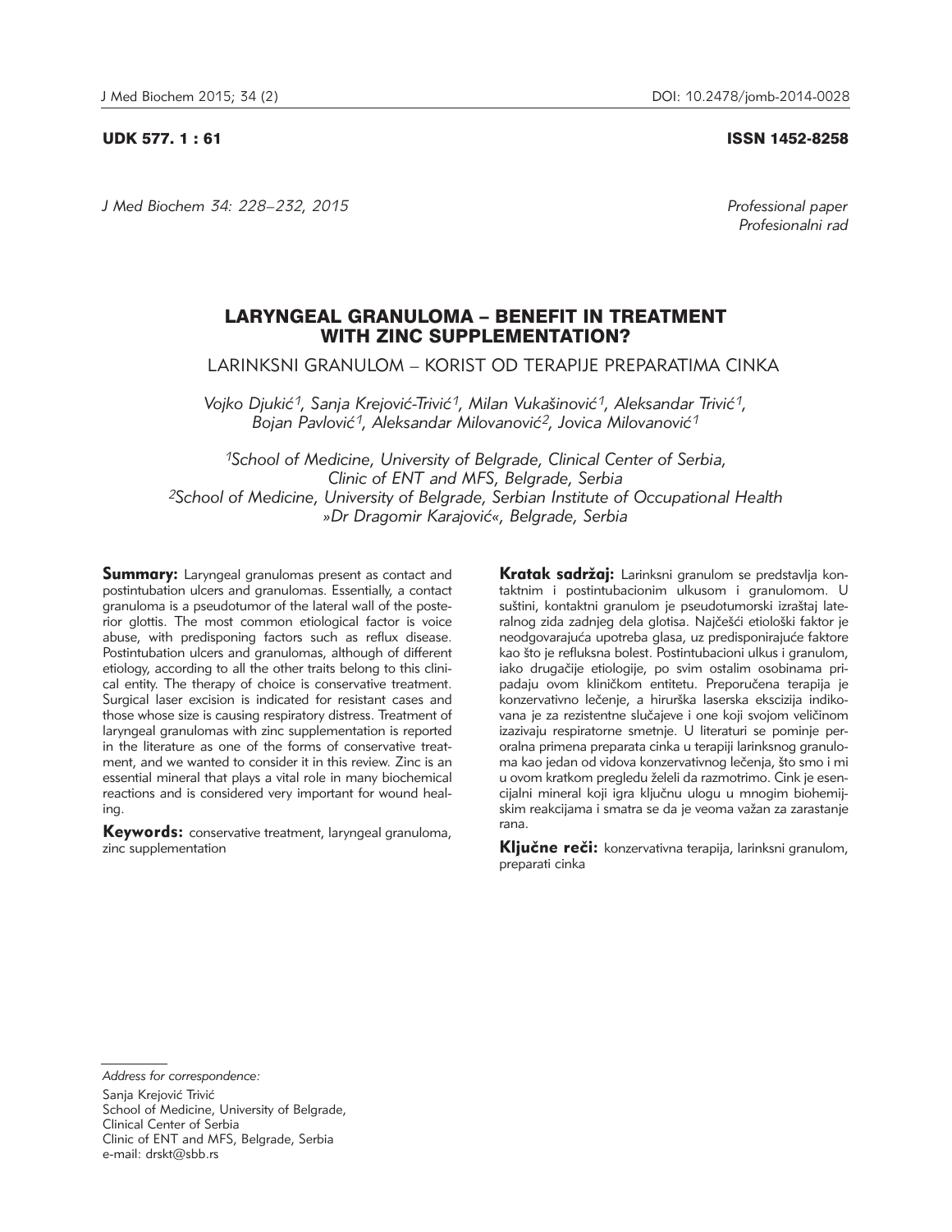UDK 577. 1 : 61 ISSN 1452-8258

*J Med Biochem 34: 228–232, 2015*

*Professional paper*
*Profesionalni rad*

# LARYNGEAL GRANULOMA – BENEFIT IN TREATMENT WITH ZINC SUPPLEMENTATION?

## LARINKSNI GRANULOM – KORIST OD TERAPIJE PREPARATIMA CINKA

*Vojko Djukić[1], Sanja Krejović-Trivić[1], Milan Vukašinović[1], Aleksandar Trivić[1], Bojan Pavlović[1], Aleksandar Milovanović[2], Jovica Milovanović[1]*

*[1]School of Medicine, University of Belgrade, Clinical Center of Serbia, Clinic of ENT and MFS, Belgrade, Serbia*
*[2]School of Medicine, University of Belgrade, Serbian Institute of Occupational Health »Dr Dragomir Karajović«, Belgrade, Serbia*

**Summary:** Laryngeal granulomas present as contact and postintubation ulcers and granulomas. Essentially, a contact granuloma is a pseudotumor of the lateral wall of the posterior glottis. The most common etiological factor is voice abuse, with predisponing factors such as reflux disease. Postintubation ulcers and granulomas, although of different etiology, according to all the other traits belong to this clinical entity. The therapy of choice is conservative treatment. Surgical laser excision is indicated for resistant cases and those whose size is causing respiratory distress. Treatment of laryngeal granulomas with zinc supplementation is reported in the literature as one of the forms of conservative treatment, and we wanted to consider it in this review. Zinc is an essential mineral that plays a vital role in many biochemical reactions and is considered very important for wound healing.

**Keywords:** conservative treatment, laryngeal granuloma, zinc supplementation

**Kratak sadržaj:** Larinksni granulom se predstavlja kontaktnim i postintubacionim ulkusom i granulomom. U suštini, kontaktni granulom je pseudotumorski izraštaj lateralnog zida zadnjeg dela glotisa. Najčešći etiološki faktor je neodgovarajuća upotreba glasa, uz predisponirajuće faktore kao što je refluksna bolest. Postintubacioni ulkus i granulom, iako drugačije etiologije, po svim ostalim osobinama pripadaju ovom kliničkom entitetu. Preporučena terapija je konzervativno lečenje, a hirurška laserska ekscizija indikovana je za rezistentne slučajeve i one koji svojom veličinom izazivaju respiratorne smetnje. U literaturi se pominje peroralna primena preparata cinka u terapiji larinksnog granuloma kao jedan od vidova konzervativnog lečenja, što smo i mi u ovom kratkom pregledu želeli da razmotrimo. Cink je esencijalni mineral koji igra ključnu ulogu u mnogim biohemijskim reakcijama i smatra se da je veoma važan za zarastanje rana.

**Ključne reči:** konzervativna terapija, larinksni granulom, preparati cinka

*Address for correspondence:*

Sanja Krejović Trivić
School of Medicine, University of Belgrade,
Clinical Center of Serbia
Clinic of ENT and MFS, Belgrade, Serbia
e-mail: drskt@sbb.rs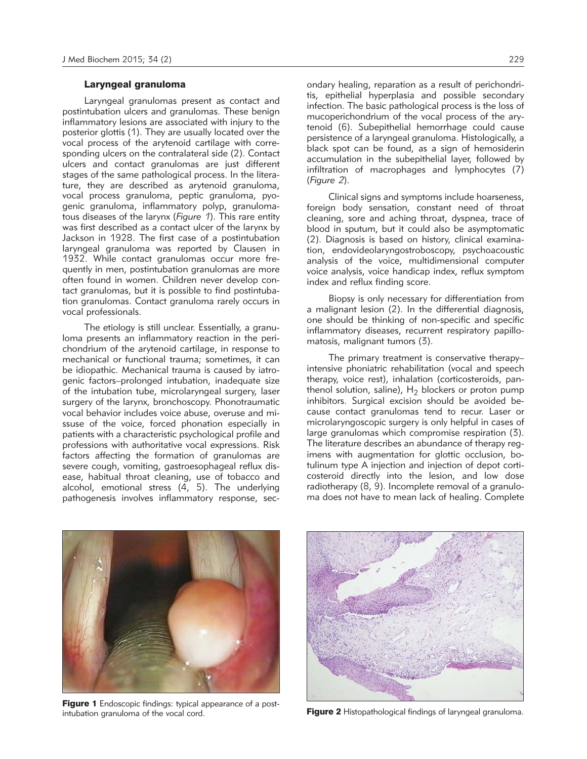## Laryngeal granuloma

Laryngeal granulomas present as contact and postintubation ulcers and granulomas. These benign inflammatory lesions are associated with injury to the posterior glottis (1). They are usually located over the vocal process of the arytenoid cartilage with corresponding ulcers on the contralateral side (2). Contact ulcers and contact granulomas are just different stages of the same pathological process. In the literature, they are described as arytenoid granuloma, vocal process granuloma, peptic granuloma, pyogenic granuloma, inflammatory polyp, granulomatous diseases of the larynx (*Figure 1*). This rare entity was first described as a contact ulcer of the larynx by Jackson in 1928. The first case of a postintubation laryngeal granuloma was reported by Clausen in 1932. While contact granulomas occur more frequently in men, postintubation granulomas are more often found in women. Children never develop contact granulomas, but it is possible to find postintubation granulomas. Contact granuloma rarely occurs in vocal professionals.

The etiology is still unclear. Essentially, a granuloma presents an inflammatory reaction in the perichondrium of the arytenoid cartilage, in response to mechanical or functional trauma; sometimes, it can be idiopathic. Mechanical trauma is caused by iatrogenic factors–prolonged intubation, inadequate size of the intubation tube, microlaryngeal surgery, laser surgery of the larynx, bronchoscopy. Phonotraumatic vocal behavior includes voice abuse, overuse and missuse of the voice, forced phonation especially in patients with a characteristic psychological profile and professions with authoritative vocal expressions. Risk factors affecting the formation of granulomas are severe cough, vomiting, gastroesophageal reflux disease, habitual throat cleaning, use of tobacco and alcohol, emotional stress (4, 5). The underlying pathogenesis involves inflammatory response, secondary healing, reparation as a result of perichondritis, epithelial hyperplasia and possible secondary infection. The basic pathological process is the loss of mucoperichondrium of the vocal process of the arytenoid (6). Subepithelial hemorrhage could cause persistence of a laryngeal granuloma. Histologically, a black spot can be found, as a sign of hemosiderin accumulation in the subepithelial layer, followed by infiltration of macrophages and lymphocytes (7) (*Figure 2*).

Clinical signs and symptoms include hoarseness, foreign body sensation, constant need of throat cleaning, sore and aching throat, dyspnea, trace of blood in sputum, but it could also be asymptomatic (2). Diagnosis is based on history, clinical examination, endovideolaryngostroboscopy, psychoacoustic analysis of the voice, multidimensional computer voice analysis, voice handicap index, reflux symptom index and reflux finding score.

Biopsy is only necessary for differentiation from a malignant lesion (2). In the differential diagnosis, one should be thinking of non-specific and specific inflammatory diseases, recurrent respiratory papillomatosis, malignant tumors (3).

The primary treatment is conservative therapy–intensive phoniatric rehabilitation (vocal and speech therapy, voice rest), inhalation (corticosteroids, panthenol solution, saline), $H_2$ blockers or proton pump inhibitors. Surgical excision should be avoided because contact granulomas tend to recur. Laser or microlaryngoscopic surgery is only helpful in cases of large granulomas which compromise respiration (3). The literature describes an abundance of therapy regimens with augmentation for glottic occlusion, botulinum type A injection and injection of depot corticosteroid directly into the lesion, and low dose radiotherapy (8, 9). Incomplete removal of a granuloma does not have to mean lack of healing. Complete

**Figure 1** Endoscopic findings: typical appearance of a postintubation granuloma of the vocal cord.

**Figure 2** Histopathological findings of laryngeal granuloma.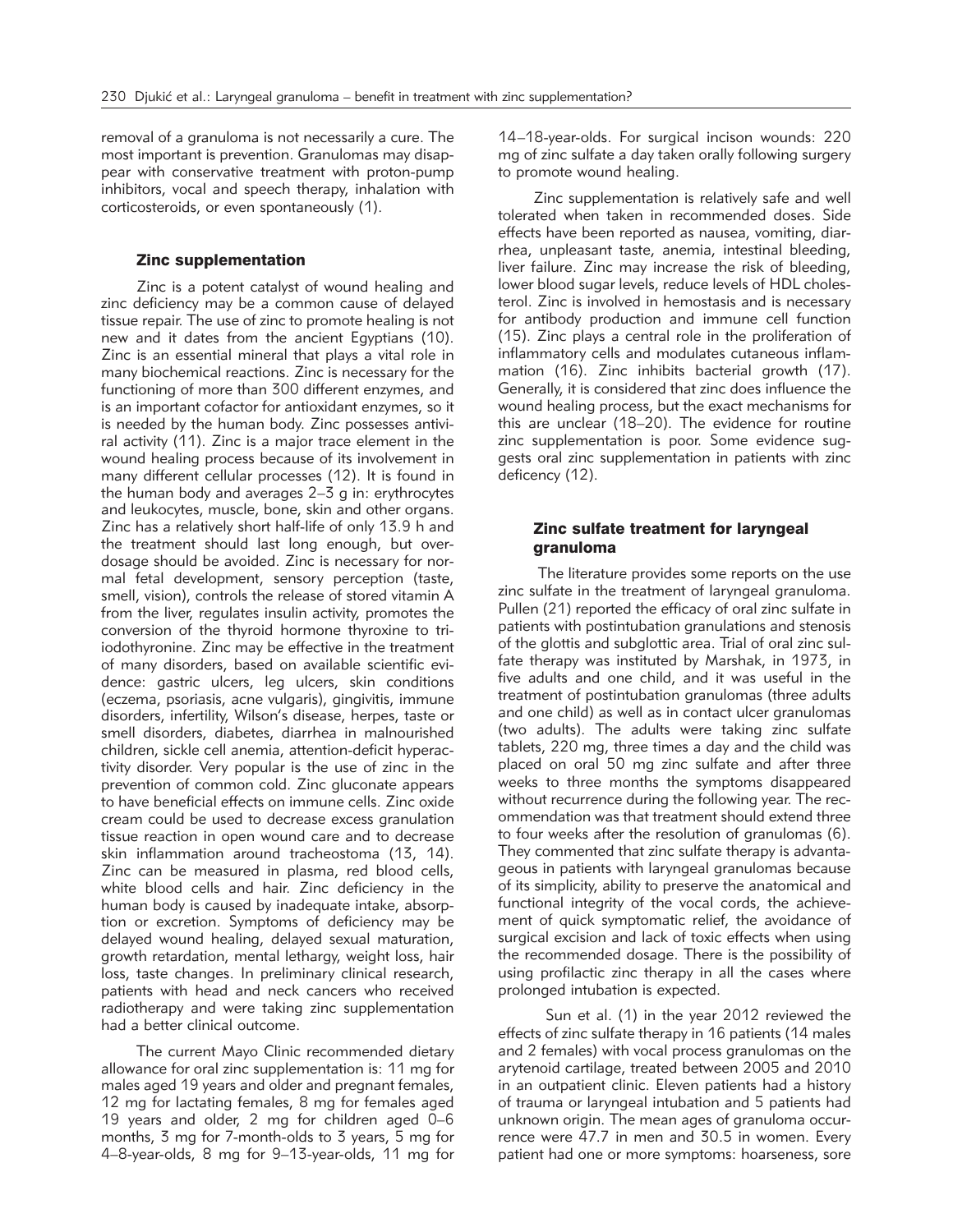removal of a granuloma is not necessarily a cure. The most important is prevention. Granulomas may disappear with conservative treatment with proton-pump inhibitors, vocal and speech therapy, inhalation with corticosteroids, or even spontaneously (1).

### Zinc supplementation

Zinc is a potent catalyst of wound healing and zinc deficiency may be a common cause of delayed tissue repair. The use of zinc to promote healing is not new and it dates from the ancient Egyptians (10). Zinc is an essential mineral that plays a vital role in many biochemical reactions. Zinc is necessary for the functioning of more than 300 different enzymes, and is an important cofactor for antioxidant enzymes, so it is needed by the human body. Zinc possesses antiviral activity (11). Zinc is a major trace element in the wound healing process because of its involvement in many different cellular processes (12). It is found in the human body and averages 2–3 g in: erythrocytes and leukocytes, muscle, bone, skin and other organs. Zinc has a relatively short half-life of only 13.9 h and the treatment should last long enough, but overdosage should be avoided. Zinc is necessary for normal fetal development, sensory perception (taste, smell, vision), controls the release of stored vitamin A from the liver, regulates insulin activity, promotes the conversion of the thyroid hormone thyroxine to triiodothyronine. Zinc may be effective in the treatment of many disorders, based on available scientific evidence: gastric ulcers, leg ulcers, skin conditions (eczema, psoriasis, acne vulgaris), gingivitis, immune disorders, infertility, Wilson's disease, herpes, taste or smell disorders, diabetes, diarrhea in malnourished children, sickle cell anemia, attention-deficit hyperactivity disorder. Very popular is the use of zinc in the prevention of common cold. Zinc gluconate appears to have beneficial effects on immune cells. Zinc oxide cream could be used to decrease excess granulation tissue reaction in open wound care and to decrease skin inflammation around tracheostoma (13, 14). Zinc can be measured in plasma, red blood cells, white blood cells and hair. Zinc deficiency in the human body is caused by inadequate intake, absorption or excretion. Symptoms of deficiency may be delayed wound healing, delayed sexual maturation, growth retardation, mental lethargy, weight loss, hair loss, taste changes. In preliminary clinical research, patients with head and neck cancers who received radiotherapy and were taking zinc supplementation had a better clinical outcome.

The current Mayo Clinic recommended dietary allowance for oral zinc supplementation is: 11 mg for males aged 19 years and older and pregnant females, 12 mg for lactating females, 8 mg for females aged 19 years and older, 2 mg for children aged 0–6 months, 3 mg for 7-month-olds to 3 years, 5 mg for 4–8-year-olds, 8 mg for 9–13-year-olds, 11 mg for 14–18-year-olds. For surgical incison wounds: 220 mg of zinc sulfate a day taken orally following surgery to promote wound healing.

Zinc supplementation is relatively safe and well tolerated when taken in recommended doses. Side effects have been reported as nausea, vomiting, diarrhea, unpleasant taste, anemia, intestinal bleeding, liver failure. Zinc may increase the risk of bleeding, lower blood sugar levels, reduce levels of HDL cholesterol. Zinc is involved in hemostasis and is necessary for antibody production and immune cell function (15). Zinc plays a central role in the proliferation of inflammatory cells and modulates cutaneous inflammation (16). Zinc inhibits bacterial growth (17). Generally, it is considered that zinc does influence the wound healing process, but the exact mechanisms for this are unclear (18–20). The evidence for routine zinc supplementation is poor. Some evidence suggests oral zinc supplementation in patients with zinc deficency (12).

### Zinc sulfate treatment for laryngeal granuloma

The literature provides some reports on the use zinc sulfate in the treatment of laryngeal granuloma. Pullen (21) reported the efficacy of oral zinc sulfate in patients with postintubation granulations and stenosis of the glottis and subglottic area. Trial of oral zinc sulfate therapy was instituted by Marshak, in 1973, in five adults and one child, and it was useful in the treatment of postintubation granulomas (three adults and one child) as well as in contact ulcer granulomas (two adults). The adults were taking zinc sulfate tablets, 220 mg, three times a day and the child was placed on oral 50 mg zinc sulfate and after three weeks to three months the symptoms disappeared without recurrence during the following year. The recommendation was that treatment should extend three to four weeks after the resolution of granulomas (6). They commented that zinc sulfate therapy is advantageous in patients with laryngeal granulomas because of its simplicity, ability to preserve the anatomical and functional integrity of the vocal cords, the achievement of quick symptomatic relief, the avoidance of surgical excision and lack of toxic effects when using the recommended dosage. There is the possibility of using profilactic zinc therapy in all the cases where prolonged intubation is expected.

Sun et al. (1) in the year 2012 reviewed the effects of zinc sulfate therapy in 16 patients (14 males and 2 females) with vocal process granulomas on the arytenoid cartilage, treated between 2005 and 2010 in an outpatient clinic. Eleven patients had a history of trauma or laryngeal intubation and 5 patients had unknown origin. The mean ages of granuloma occurrence were 47.7 in men and 30.5 in women. Every patient had one or more symptoms: hoarseness, sore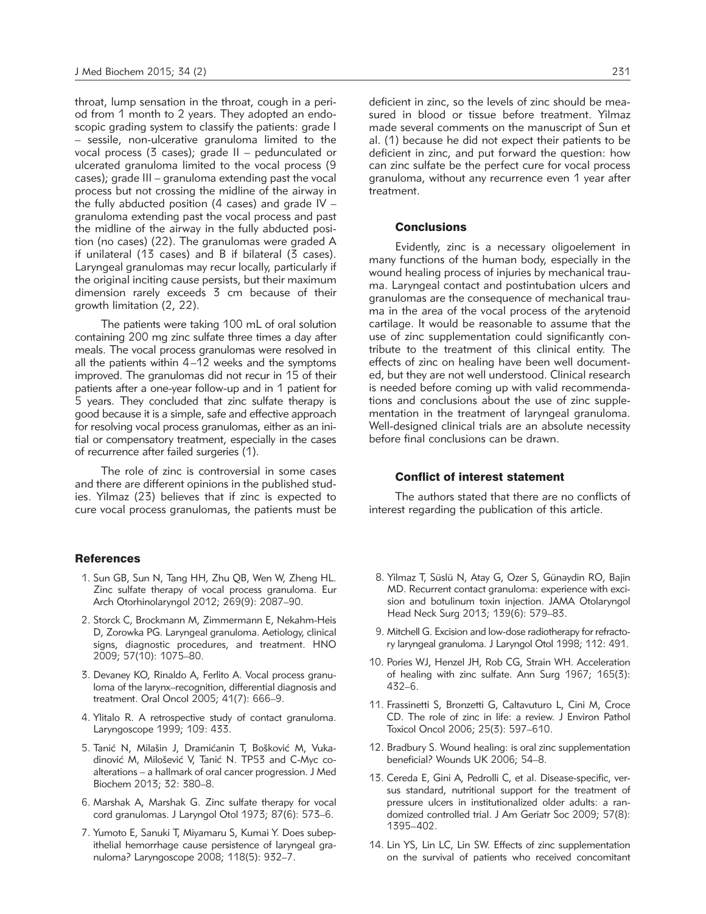throat, lump sensation in the throat, cough in a period from 1 month to 2 years. They adopted an endoscopic grading system to classify the patients: grade I – sessile, non-ulcerative granuloma limited to the vocal process (3 cases); grade II – pedunculated or ulcerated granuloma limited to the vocal process (9 cases); grade III – granuloma extending past the vocal process but not crossing the midline of the airway in the fully abducted position (4 cases) and grade IV – granuloma extending past the vocal process and past the midline of the airway in the fully abducted position (no cases) (22). The granulomas were graded A if unilateral (13 cases) and B if bilateral (3 cases). Laryngeal granulomas may recur locally, particularly if the original inciting cause persists, but their maximum dimension rarely exceeds 3 cm because of their growth limitation (2, 22).

The patients were taking 100 mL of oral solution containing 200 mg zinc sulfate three times a day after meals. The vocal process granulomas were resolved in all the patients within 4–12 weeks and the symptoms improved. The granulomas did not recur in 15 of their patients after a one-year follow-up and in 1 patient for 5 years. They concluded that zinc sulfate therapy is good because it is a simple, safe and effective approach for resolving vocal process granulomas, either as an initial or compensatory treatment, especially in the cases of recurrence after failed surgeries (1).

The role of zinc is controversial in some cases and there are different opinions in the published studies. Yilmaz (23) believes that if zinc is expected to cure vocal process granulomas, the patients must be deficient in zinc, so the levels of zinc should be measured in blood or tissue before treatment. Yilmaz made several comments on the manuscript of Sun et al. (1) because he did not expect their patients to be deficient in zinc, and put forward the question: how can zinc sulfate be the perfect cure for vocal process granuloma, without any recurrence even 1 year after treatment.

## Conclusions

Evidently, zinc is a necessary oligoelement in many functions of the human body, especially in the wound healing process of injuries by mechanical trauma. Laryngeal contact and postintubation ulcers and granulomas are the consequence of mechanical trauma in the area of the vocal process of the arytenoid cartilage. It would be reasonable to assume that the use of zinc supplementation could significantly contribute to the treatment of this clinical entity. The effects of zinc on healing have been well documented, but they are not well understood. Clinical research is needed before coming up with valid recommendations and conclusions about the use of zinc supplementation in the treatment of laryngeal granuloma. Well-designed clinical trials are an absolute necessity before final conclusions can be drawn.

## Conflict of interest statement

The authors stated that there are no conflicts of interest regarding the publication of this article.

## References

1. Sun GB, Sun N, Tang HH, Zhu QB, Wen W, Zheng HL. Zinc sulfate therapy of vocal process granuloma. Eur Arch Otorhinolaryngol 2012; 269(9): 2087–90.
2. Storck C, Brockmann M, Zimmermann E, Nekahm-Heis D, Zorowka PG. Laryngeal granuloma. Aetiology, clinical signs, diagnostic procedures, and treatment. HNO 2009; 57(10): 1075–80.
3. Devaney KO, Rinaldo A, Ferlito A. Vocal process granuloma of the larynx–recognition, differential diagnosis and treatment. Oral Oncol 2005; 41(7): 666–9.
4. Ylitalo R. A retrospective study of contact granuloma. Laryngoscope 1999; 109: 433.
5. Tanić N, Milašin J, Dramićanin T, Bošković M, Vukadinović M, Milošević V, Tanić N. TP53 and C-Myc co-alterations – a hallmark of oral cancer progression. J Med Biochem 2013; 32: 380–8.
6. Marshak A, Marshak G. Zinc sulfate therapy for vocal cord granulomas. J Laryngol Otol 1973; 87(6): 573–6.
7. Yumoto E, Sanuki T, Miyamaru S, Kumai Y. Does subepithelial hemorrhage cause persistence of laryngeal granuloma? Laryngoscope 2008; 118(5): 932–7.
8. Yilmaz T, Süslü N, Atay G, Ozer S, Günaydin RO, Bajin MD. Recurrent contact granuloma: experience with excision and botulinum toxin injection. JAMA Otolaryngol Head Neck Surg 2013; 139(6): 579–83.
9. Mitchell G. Excision and low-dose radiotherapy for refractory laryngeal granuloma. J Laryngol Otol 1998; 112: 491.
10. Pories WJ, Henzel JH, Rob CG, Strain WH. Acceleration of healing with zinc sulfate. Ann Surg 1967; 165(3): 432–6.
11. Frassinetti S, Bronzetti G, Caltavuturo L, Cini M, Croce CD. The role of zinc in life: a review. J Environ Pathol Toxicol Oncol 2006; 25(3): 597–610.
12. Bradbury S. Wound healing: is oral zinc supplementation beneficial? Wounds UK 2006; 54–8.
13. Cereda E, Gini A, Pedrolli C, et al. Disease-specific, versus standard, nutritional support for the treatment of pressure ulcers in institutionalized older adults: a randomized controlled trial. J Am Geriatr Soc 2009; 57(8): 1395–402.
14. Lin YS, Lin LC, Lin SW. Effects of zinc supplementation on the survival of patients who received concomitant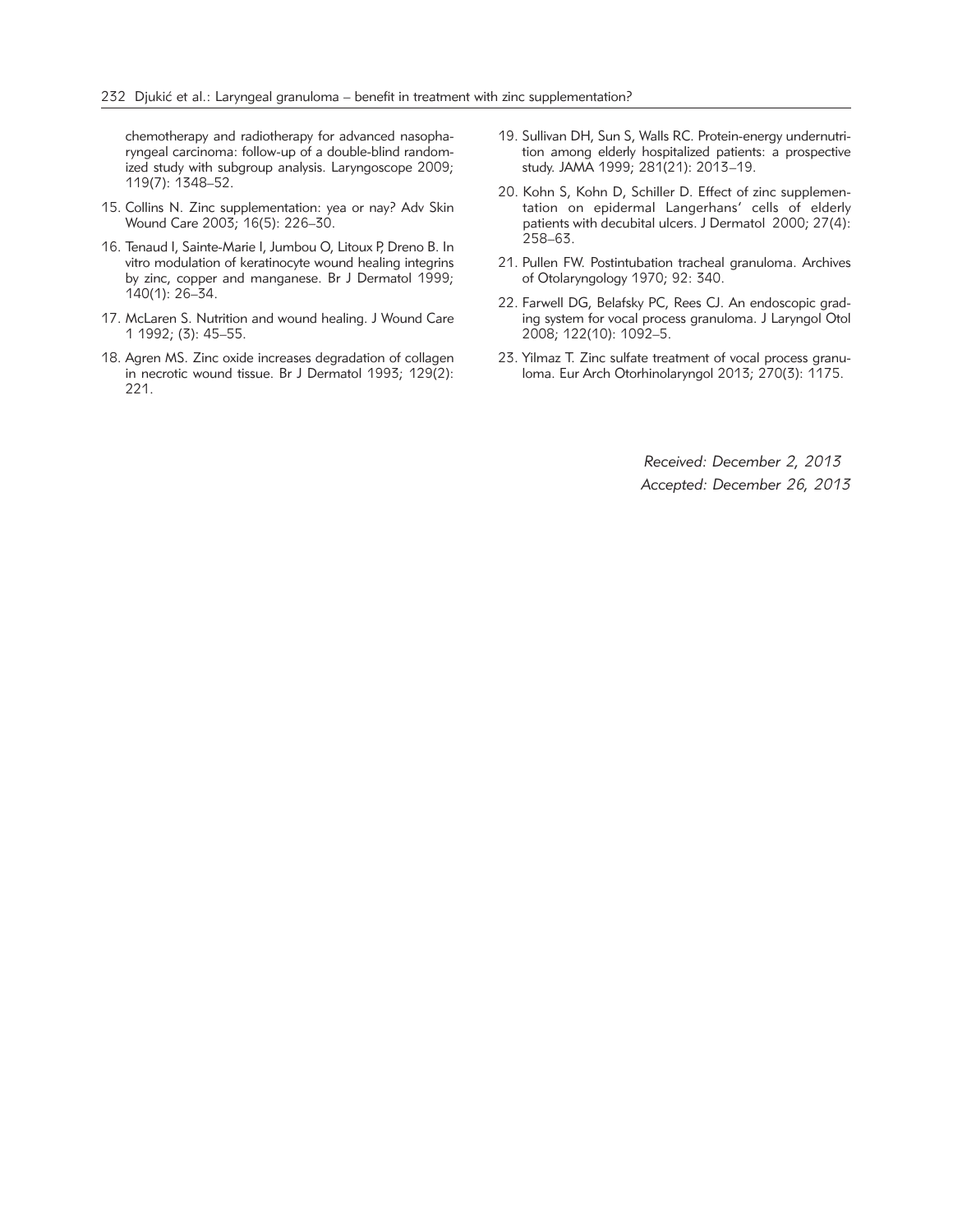chemotherapy and radiotherapy for advanced nasopharyngeal carcinoma: follow-up of a double-blind randomized study with subgroup analysis. Laryngoscope 2009; 119(7): 1348–52.

15. Collins N. Zinc supplementation: yea or nay? Adv Skin Wound Care 2003; 16(5): 226–30.
16. Tenaud I, Sainte-Marie I, Jumbou O, Litoux P, Dreno B. In vitro modulation of keratinocyte wound healing integrins by zinc, copper and manganese. Br J Dermatol 1999; 140(1): 26–34.
17. McLaren S. Nutrition and wound healing. J Wound Care 1 1992; (3): 45–55.
18. Agren MS. Zinc oxide increases degradation of collagen in necrotic wound tissue. Br J Dermatol 1993; 129(2): 221.
19. Sullivan DH, Sun S, Walls RC. Protein-energy undernutrition among elderly hospitalized patients: a prospective study. JAMA 1999; 281(21): 2013–19.
20. Kohn S, Kohn D, Schiller D. Effect of zinc supplementation on epidermal Langerhans' cells of elderly patients with decubital ulcers. J Dermatol 2000; 27(4): 258–63.
21. Pullen FW. Postintubation tracheal granuloma. Archives of Otolaryngology 1970; 92: 340.
22. Farwell DG, Belafsky PC, Rees CJ. An endoscopic grading system for vocal process granuloma. J Laryngol Otol 2008; 122(10): 1092–5.
23. Yilmaz T. Zinc sulfate treatment of vocal process granuloma. Eur Arch Otorhinolaryngol 2013; 270(3): 1175.

*Received: December 2, 2013*
*Accepted: December 26, 2013*